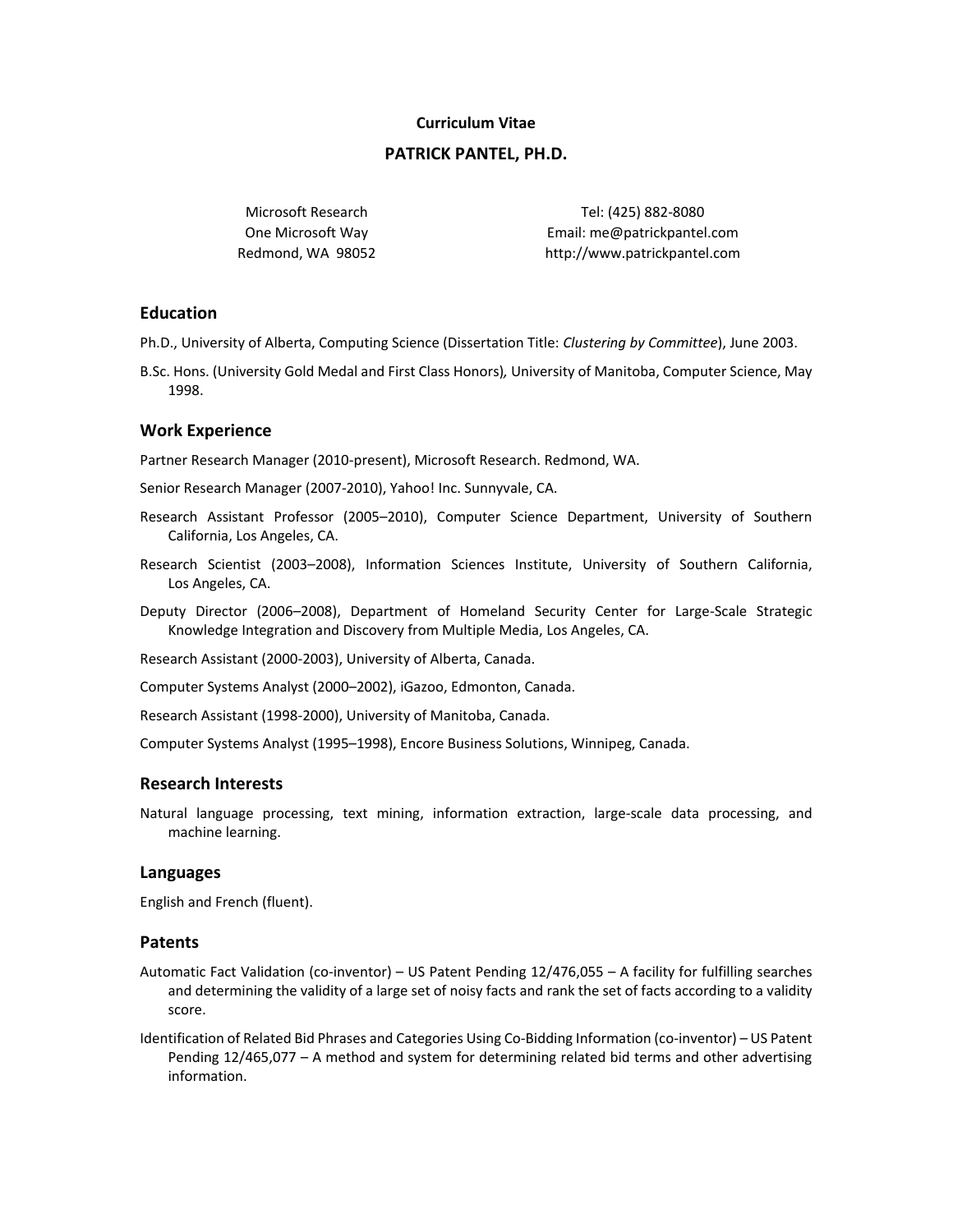**Curriculum Vitae**

# PATRICK PANTEL, PH.D.

Microsoft Research
One Microsoft Way
Redmond, WA 98052

Tel: (425) 882-8080
Email: me@patrickpantel.com
http://www.patrickpantel.com

## Education

Ph.D., University of Alberta, Computing Science (Dissertation Title: *Clustering by Committee*), June 2003.

B.Sc. Hons. (University Gold Medal and First Class Honors), University of Manitoba, Computer Science, May 1998.

## Work Experience

Partner Research Manager (2010-present), Microsoft Research. Redmond, WA.

Senior Research Manager (2007-2010), Yahoo! Inc. Sunnyvale, CA.

Research Assistant Professor (2005–2010), Computer Science Department, University of Southern California, Los Angeles, CA.

Research Scientist (2003–2008), Information Sciences Institute, University of Southern California, Los Angeles, CA.

Deputy Director (2006–2008), Department of Homeland Security Center for Large-Scale Strategic Knowledge Integration and Discovery from Multiple Media, Los Angeles, CA.

Research Assistant (2000-2003), University of Alberta, Canada.

Computer Systems Analyst (2000–2002), iGazoo, Edmonton, Canada.

Research Assistant (1998-2000), University of Manitoba, Canada.

Computer Systems Analyst (1995–1998), Encore Business Solutions, Winnipeg, Canada.

## Research Interests

Natural language processing, text mining, information extraction, large-scale data processing, and machine learning.

## Languages

English and French (fluent).

## Patents

Automatic Fact Validation (co-inventor) – US Patent Pending 12/476,055 – A facility for fulfilling searches and determining the validity of a large set of noisy facts and rank the set of facts according to a validity score.

Identification of Related Bid Phrases and Categories Using Co-Bidding Information (co-inventor) – US Patent Pending 12/465,077 – A method and system for determining related bid terms and other advertising information.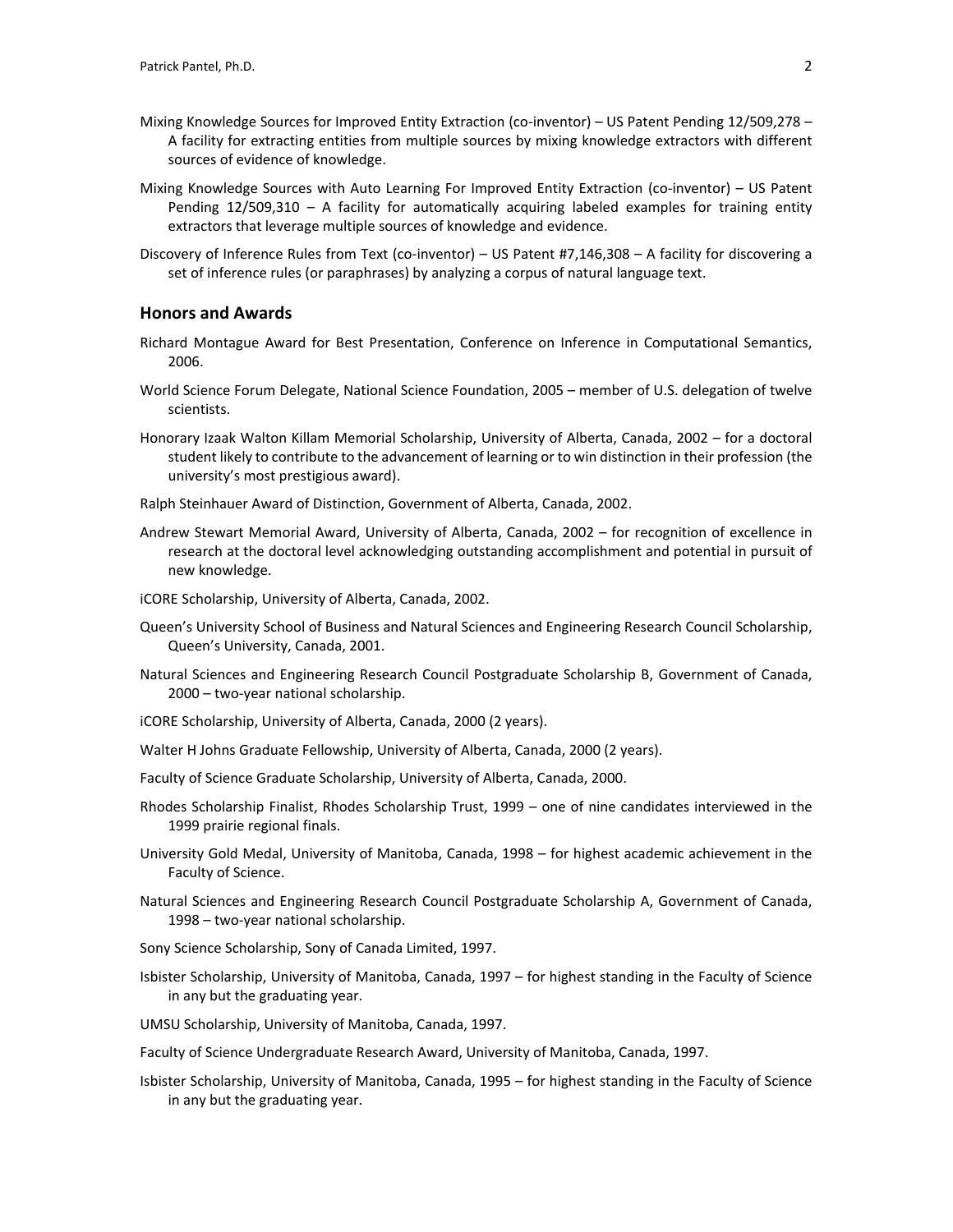Mixing Knowledge Sources for Improved Entity Extraction (co-inventor) – US Patent Pending 12/509,278 – A facility for extracting entities from multiple sources by mixing knowledge extractors with different sources of evidence of knowledge.

Mixing Knowledge Sources with Auto Learning For Improved Entity Extraction (co-inventor) – US Patent Pending 12/509,310 – A facility for automatically acquiring labeled examples for training entity extractors that leverage multiple sources of knowledge and evidence.

Discovery of Inference Rules from Text (co-inventor) – US Patent #7,146,308 – A facility for discovering a set of inference rules (or paraphrases) by analyzing a corpus of natural language text.

## Honors and Awards

Richard Montague Award for Best Presentation, Conference on Inference in Computational Semantics, 2006.

World Science Forum Delegate, National Science Foundation, 2005 – member of U.S. delegation of twelve scientists.

Honorary Izaak Walton Killam Memorial Scholarship, University of Alberta, Canada, 2002 – for a doctoral student likely to contribute to the advancement of learning or to win distinction in their profession (the university's most prestigious award).

Ralph Steinhauer Award of Distinction, Government of Alberta, Canada, 2002.

Andrew Stewart Memorial Award, University of Alberta, Canada, 2002 – for recognition of excellence in research at the doctoral level acknowledging outstanding accomplishment and potential in pursuit of new knowledge.

iCORE Scholarship, University of Alberta, Canada, 2002.

Queen's University School of Business and Natural Sciences and Engineering Research Council Scholarship, Queen's University, Canada, 2001.

Natural Sciences and Engineering Research Council Postgraduate Scholarship B, Government of Canada, 2000 – two-year national scholarship.

iCORE Scholarship, University of Alberta, Canada, 2000 (2 years).

Walter H Johns Graduate Fellowship, University of Alberta, Canada, 2000 (2 years).

Faculty of Science Graduate Scholarship, University of Alberta, Canada, 2000.

Rhodes Scholarship Finalist, Rhodes Scholarship Trust, 1999 – one of nine candidates interviewed in the 1999 prairie regional finals.

University Gold Medal, University of Manitoba, Canada, 1998 – for highest academic achievement in the Faculty of Science.

Natural Sciences and Engineering Research Council Postgraduate Scholarship A, Government of Canada, 1998 – two-year national scholarship.

Sony Science Scholarship, Sony of Canada Limited, 1997.

Isbister Scholarship, University of Manitoba, Canada, 1997 – for highest standing in the Faculty of Science in any but the graduating year.

UMSU Scholarship, University of Manitoba, Canada, 1997.

Faculty of Science Undergraduate Research Award, University of Manitoba, Canada, 1997.

Isbister Scholarship, University of Manitoba, Canada, 1995 – for highest standing in the Faculty of Science in any but the graduating year.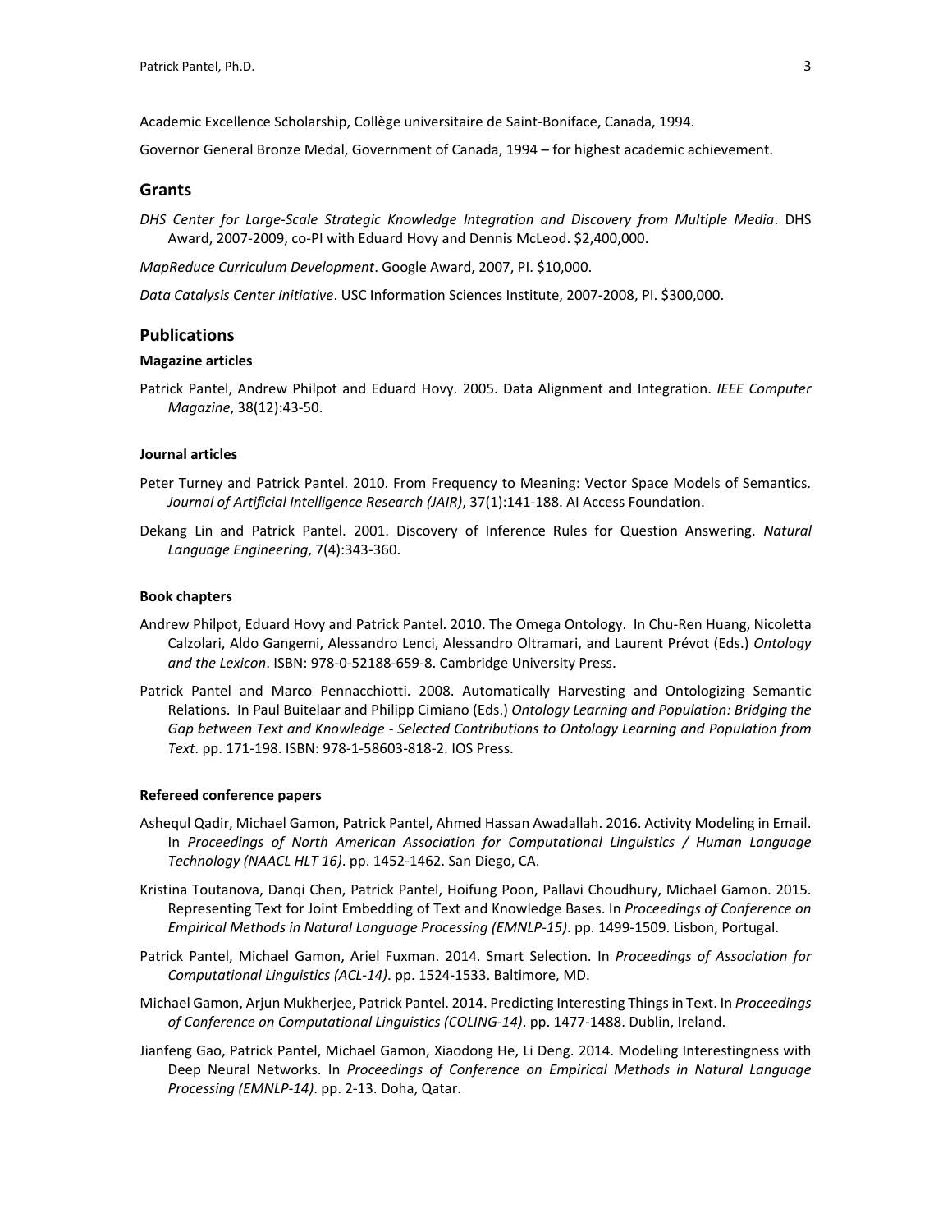Academic Excellence Scholarship, Collège universitaire de Saint-Boniface, Canada, 1994.

Governor General Bronze Medal, Government of Canada, 1994 – for highest academic achievement.

## Grants

*DHS Center for Large-Scale Strategic Knowledge Integration and Discovery from Multiple Media*. DHS Award, 2007-2009, co-PI with Eduard Hovy and Dennis McLeod. $2,400,000.

*MapReduce Curriculum Development*. Google Award, 2007, PI. $10,000.

*Data Catalysis Center Initiative*. USC Information Sciences Institute, 2007-2008, PI. $300,000.

## Publications

### Magazine articles

Patrick Pantel, Andrew Philpot and Eduard Hovy. 2005. Data Alignment and Integration. *IEEE Computer Magazine*, 38(12):43-50.

### Journal articles

Peter Turney and Patrick Pantel. 2010. From Frequency to Meaning: Vector Space Models of Semantics. *Journal of Artificial Intelligence Research (JAIR)*, 37(1):141-188. AI Access Foundation.

Dekang Lin and Patrick Pantel. 2001. Discovery of Inference Rules for Question Answering. *Natural Language Engineering*, 7(4):343-360.

### Book chapters

Andrew Philpot, Eduard Hovy and Patrick Pantel. 2010. The Omega Ontology. In Chu-Ren Huang, Nicoletta Calzolari, Aldo Gangemi, Alessandro Lenci, Alessandro Oltramari, and Laurent Prévot (Eds.) *Ontology and the Lexicon*. ISBN: 978-0-52188-659-8. Cambridge University Press.

Patrick Pantel and Marco Pennacchiotti. 2008. Automatically Harvesting and Ontologizing Semantic Relations. In Paul Buitelaar and Philipp Cimiano (Eds.) *Ontology Learning and Population: Bridging the Gap between Text and Knowledge - Selected Contributions to Ontology Learning and Population from Text*. pp. 171-198. ISBN: 978-1-58603-818-2. IOS Press.

### Refereed conference papers

Ashequl Qadir, Michael Gamon, Patrick Pantel, Ahmed Hassan Awadallah. 2016. Activity Modeling in Email. In *Proceedings of North American Association for Computational Linguistics / Human Language Technology (NAACL HLT 16)*. pp. 1452-1462. San Diego, CA.

Kristina Toutanova, Danqi Chen, Patrick Pantel, Hoifung Poon, Pallavi Choudhury, Michael Gamon. 2015. Representing Text for Joint Embedding of Text and Knowledge Bases. In *Proceedings of Conference on Empirical Methods in Natural Language Processing (EMNLP-15)*. pp. 1499-1509. Lisbon, Portugal.

Patrick Pantel, Michael Gamon, Ariel Fuxman. 2014. Smart Selection. In *Proceedings of Association for Computational Linguistics (ACL-14)*. pp. 1524-1533. Baltimore, MD.

Michael Gamon, Arjun Mukherjee, Patrick Pantel. 2014. Predicting Interesting Things in Text. In *Proceedings of Conference on Computational Linguistics (COLING-14)*. pp. 1477-1488. Dublin, Ireland.

Jianfeng Gao, Patrick Pantel, Michael Gamon, Xiaodong He, Li Deng. 2014. Modeling Interestingness with Deep Neural Networks. In *Proceedings of Conference on Empirical Methods in Natural Language Processing (EMNLP-14)*. pp. 2-13. Doha, Qatar.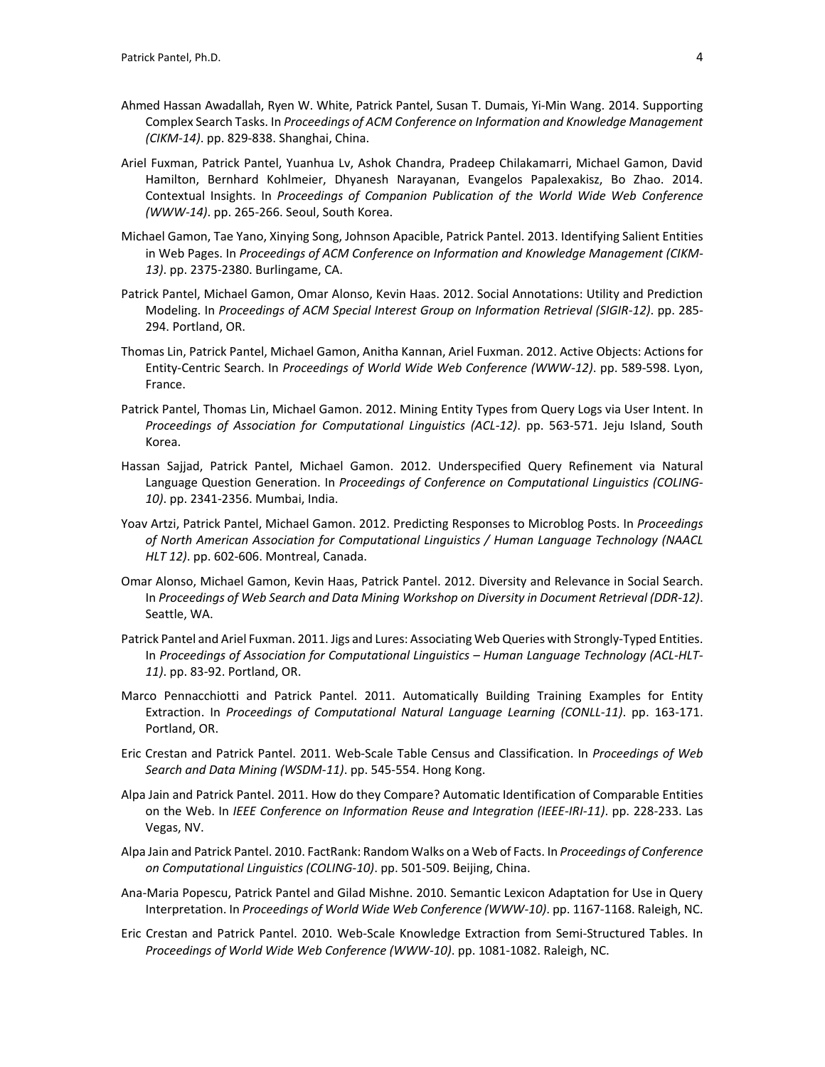Ahmed Hassan Awadallah, Ryen W. White, Patrick Pantel, Susan T. Dumais, Yi-Min Wang. 2014. Supporting Complex Search Tasks. In *Proceedings of ACM Conference on Information and Knowledge Management (CIKM-14)*. pp. 829-838. Shanghai, China.

Ariel Fuxman, Patrick Pantel, Yuanhua Lv, Ashok Chandra, Pradeep Chilakamarri, Michael Gamon, David Hamilton, Bernhard Kohlmeier, Dhyanesh Narayanan, Evangelos Papalexakisz, Bo Zhao. 2014. Contextual Insights. In *Proceedings of Companion Publication of the World Wide Web Conference (WWW-14)*. pp. 265-266. Seoul, South Korea.

Michael Gamon, Tae Yano, Xinying Song, Johnson Apacible, Patrick Pantel. 2013. Identifying Salient Entities in Web Pages. In *Proceedings of ACM Conference on Information and Knowledge Management (CIKM-13)*. pp. 2375-2380. Burlingame, CA.

Patrick Pantel, Michael Gamon, Omar Alonso, Kevin Haas. 2012. Social Annotations: Utility and Prediction Modeling. In *Proceedings of ACM Special Interest Group on Information Retrieval (SIGIR-12)*. pp. 285-294. Portland, OR.

Thomas Lin, Patrick Pantel, Michael Gamon, Anitha Kannan, Ariel Fuxman. 2012. Active Objects: Actions for Entity-Centric Search. In *Proceedings of World Wide Web Conference (WWW-12)*. pp. 589-598. Lyon, France.

Patrick Pantel, Thomas Lin, Michael Gamon. 2012. Mining Entity Types from Query Logs via User Intent. In *Proceedings of Association for Computational Linguistics (ACL-12)*. pp. 563-571. Jeju Island, South Korea.

Hassan Sajjad, Patrick Pantel, Michael Gamon. 2012. Underspecified Query Refinement via Natural Language Question Generation. In *Proceedings of Conference on Computational Linguistics (COLING-10)*. pp. 2341-2356. Mumbai, India.

Yoav Artzi, Patrick Pantel, Michael Gamon. 2012. Predicting Responses to Microblog Posts. In *Proceedings of North American Association for Computational Linguistics / Human Language Technology (NAACL HLT 12)*. pp. 602-606. Montreal, Canada.

Omar Alonso, Michael Gamon, Kevin Haas, Patrick Pantel. 2012. Diversity and Relevance in Social Search. In *Proceedings of Web Search and Data Mining Workshop on Diversity in Document Retrieval (DDR-12)*. Seattle, WA.

Patrick Pantel and Ariel Fuxman. 2011. Jigs and Lures: Associating Web Queries with Strongly-Typed Entities. In *Proceedings of Association for Computational Linguistics – Human Language Technology (ACL-HLT-11)*. pp. 83-92. Portland, OR.

Marco Pennacchiotti and Patrick Pantel. 2011. Automatically Building Training Examples for Entity Extraction. In *Proceedings of Computational Natural Language Learning (CONLL-11)*. pp. 163-171. Portland, OR.

Eric Crestan and Patrick Pantel. 2011. Web-Scale Table Census and Classification. In *Proceedings of Web Search and Data Mining (WSDM-11)*. pp. 545-554. Hong Kong.

Alpa Jain and Patrick Pantel. 2011. How do they Compare? Automatic Identification of Comparable Entities on the Web. In *IEEE Conference on Information Reuse and Integration (IEEE-IRI-11)*. pp. 228-233. Las Vegas, NV.

Alpa Jain and Patrick Pantel. 2010. FactRank: Random Walks on a Web of Facts. In *Proceedings of Conference on Computational Linguistics (COLING-10)*. pp. 501-509. Beijing, China.

Ana-Maria Popescu, Patrick Pantel and Gilad Mishne. 2010. Semantic Lexicon Adaptation for Use in Query Interpretation. In *Proceedings of World Wide Web Conference (WWW-10)*. pp. 1167-1168. Raleigh, NC.

Eric Crestan and Patrick Pantel. 2010. Web-Scale Knowledge Extraction from Semi-Structured Tables. In *Proceedings of World Wide Web Conference (WWW-10)*. pp. 1081-1082. Raleigh, NC.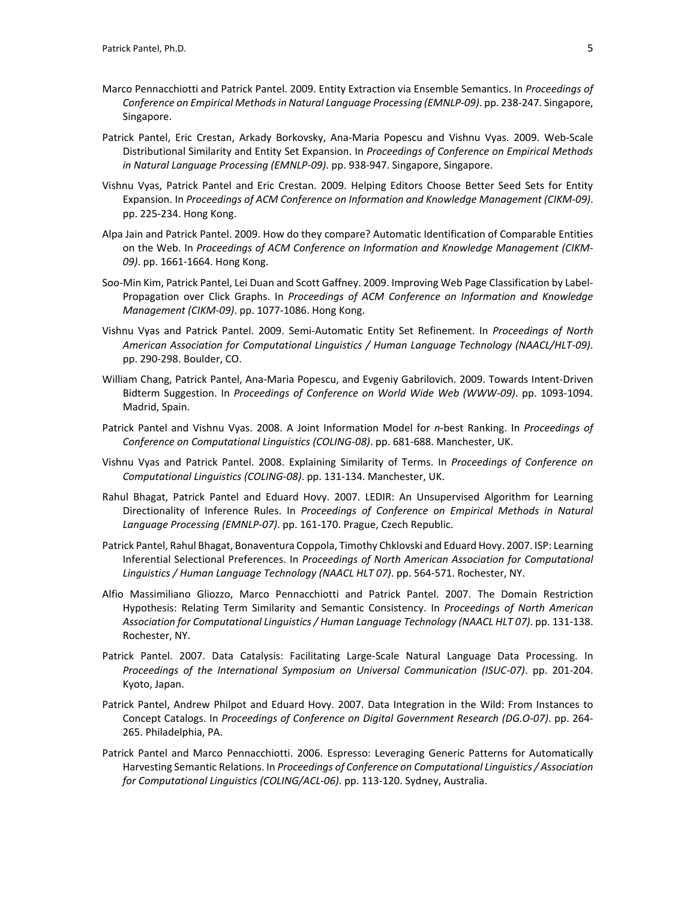Marco Pennacchiotti and Patrick Pantel. 2009. Entity Extraction via Ensemble Semantics. In *Proceedings of Conference on Empirical Methods in Natural Language Processing (EMNLP-09)*. pp. 238-247. Singapore, Singapore.

Patrick Pantel, Eric Crestan, Arkady Borkovsky, Ana-Maria Popescu and Vishnu Vyas. 2009. Web-Scale Distributional Similarity and Entity Set Expansion. In *Proceedings of Conference on Empirical Methods in Natural Language Processing (EMNLP-09)*. pp. 938-947. Singapore, Singapore.

Vishnu Vyas, Patrick Pantel and Eric Crestan. 2009. Helping Editors Choose Better Seed Sets for Entity Expansion. In *Proceedings of ACM Conference on Information and Knowledge Management (CIKM-09)*. pp. 225-234. Hong Kong.

Alpa Jain and Patrick Pantel. 2009. How do they compare? Automatic Identification of Comparable Entities on the Web. In *Proceedings of ACM Conference on Information and Knowledge Management (CIKM-09)*. pp. 1661-1664. Hong Kong.

Soo-Min Kim, Patrick Pantel, Lei Duan and Scott Gaffney. 2009. Improving Web Page Classification by Label-Propagation over Click Graphs. In *Proceedings of ACM Conference on Information and Knowledge Management (CIKM-09)*. pp. 1077-1086. Hong Kong.

Vishnu Vyas and Patrick Pantel. 2009. Semi-Automatic Entity Set Refinement. In *Proceedings of North American Association for Computational Linguistics / Human Language Technology (NAACL/HLT-09)*. pp. 290-298. Boulder, CO.

William Chang, Patrick Pantel, Ana-Maria Popescu, and Evgeniy Gabrilovich. 2009. Towards Intent-Driven Bidterm Suggestion. In *Proceedings of Conference on World Wide Web (WWW-09)*. pp. 1093-1094. Madrid, Spain.

Patrick Pantel and Vishnu Vyas. 2008. A Joint Information Model for *n*-best Ranking. In *Proceedings of Conference on Computational Linguistics (COLING-08)*. pp. 681-688. Manchester, UK.

Vishnu Vyas and Patrick Pantel. 2008. Explaining Similarity of Terms. In *Proceedings of Conference on Computational Linguistics (COLING-08)*. pp. 131-134. Manchester, UK.

Rahul Bhagat, Patrick Pantel and Eduard Hovy. 2007. LEDIR: An Unsupervised Algorithm for Learning Directionality of Inference Rules. In *Proceedings of Conference on Empirical Methods in Natural Language Processing (EMNLP-07)*. pp. 161-170. Prague, Czech Republic.

Patrick Pantel, Rahul Bhagat, Bonaventura Coppola, Timothy Chklovski and Eduard Hovy. 2007. ISP: Learning Inferential Selectional Preferences. In *Proceedings of North American Association for Computational Linguistics / Human Language Technology (NAACL HLT 07)*. pp. 564-571. Rochester, NY.

Alfio Massimiliano Gliozzo, Marco Pennacchiotti and Patrick Pantel. 2007. The Domain Restriction Hypothesis: Relating Term Similarity and Semantic Consistency. In *Proceedings of North American Association for Computational Linguistics / Human Language Technology (NAACL HLT 07)*. pp. 131-138. Rochester, NY.

Patrick Pantel. 2007. Data Catalysis: Facilitating Large-Scale Natural Language Data Processing. In *Proceedings of the International Symposium on Universal Communication (ISUC-07)*. pp. 201-204. Kyoto, Japan.

Patrick Pantel, Andrew Philpot and Eduard Hovy. 2007. Data Integration in the Wild: From Instances to Concept Catalogs. In *Proceedings of Conference on Digital Government Research (DG.O-07)*. pp. 264-265. Philadelphia, PA.

Patrick Pantel and Marco Pennacchiotti. 2006. Espresso: Leveraging Generic Patterns for Automatically Harvesting Semantic Relations. In *Proceedings of Conference on Computational Linguistics / Association for Computational Linguistics (COLING/ACL-06)*. pp. 113-120. Sydney, Australia.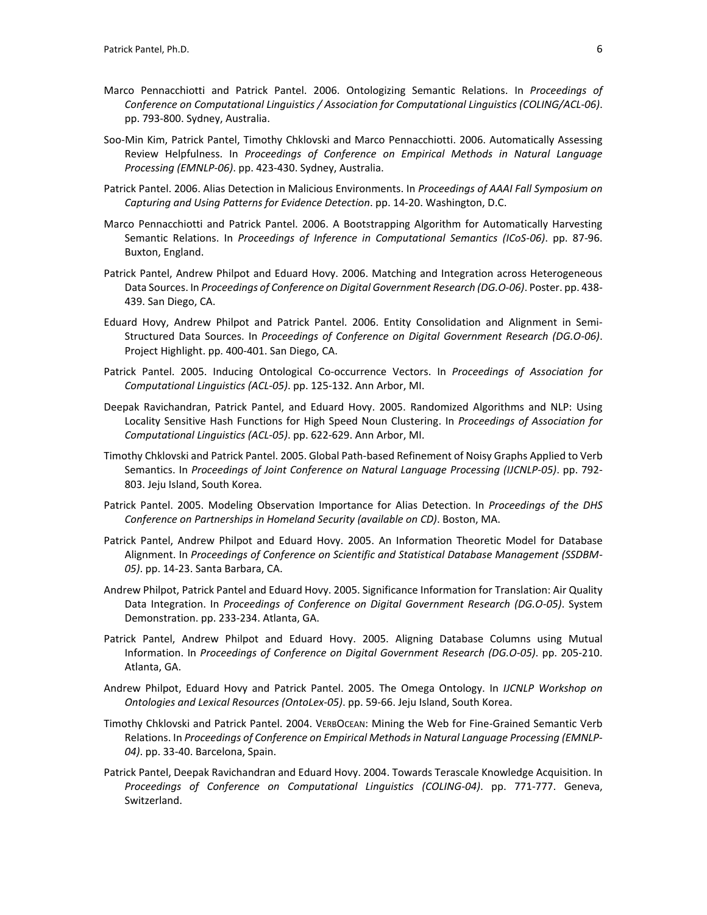Marco Pennacchiotti and Patrick Pantel. 2006. Ontologizing Semantic Relations. In *Proceedings of Conference on Computational Linguistics / Association for Computational Linguistics (COLING/ACL-06)*. pp. 793-800. Sydney, Australia.

Soo-Min Kim, Patrick Pantel, Timothy Chklovski and Marco Pennacchiotti. 2006. Automatically Assessing Review Helpfulness. In *Proceedings of Conference on Empirical Methods in Natural Language Processing (EMNLP-06)*. pp. 423-430. Sydney, Australia.

Patrick Pantel. 2006. Alias Detection in Malicious Environments. In *Proceedings of AAAI Fall Symposium on Capturing and Using Patterns for Evidence Detection*. pp. 14-20. Washington, D.C.

Marco Pennacchiotti and Patrick Pantel. 2006. A Bootstrapping Algorithm for Automatically Harvesting Semantic Relations. In *Proceedings of Inference in Computational Semantics (ICoS-06)*. pp. 87-96. Buxton, England.

Patrick Pantel, Andrew Philpot and Eduard Hovy. 2006. Matching and Integration across Heterogeneous Data Sources. In *Proceedings of Conference on Digital Government Research (DG.O-06)*. Poster. pp. 438-439. San Diego, CA.

Eduard Hovy, Andrew Philpot and Patrick Pantel. 2006. Entity Consolidation and Alignment in Semi-Structured Data Sources. In *Proceedings of Conference on Digital Government Research (DG.O-06)*. Project Highlight. pp. 400-401. San Diego, CA.

Patrick Pantel. 2005. Inducing Ontological Co-occurrence Vectors. In *Proceedings of Association for Computational Linguistics (ACL-05)*. pp. 125-132. Ann Arbor, MI.

Deepak Ravichandran, Patrick Pantel, and Eduard Hovy. 2005. Randomized Algorithms and NLP: Using Locality Sensitive Hash Functions for High Speed Noun Clustering. In *Proceedings of Association for Computational Linguistics (ACL-05)*. pp. 622-629. Ann Arbor, MI.

Timothy Chklovski and Patrick Pantel. 2005. Global Path-based Refinement of Noisy Graphs Applied to Verb Semantics. In *Proceedings of Joint Conference on Natural Language Processing (IJCNLP-05)*. pp. 792-803. Jeju Island, South Korea.

Patrick Pantel. 2005. Modeling Observation Importance for Alias Detection. In *Proceedings of the DHS Conference on Partnerships in Homeland Security (available on CD)*. Boston, MA.

Patrick Pantel, Andrew Philpot and Eduard Hovy. 2005. An Information Theoretic Model for Database Alignment. In *Proceedings of Conference on Scientific and Statistical Database Management (SSDBM-05)*. pp. 14-23. Santa Barbara, CA.

Andrew Philpot, Patrick Pantel and Eduard Hovy. 2005. Significance Information for Translation: Air Quality Data Integration. In *Proceedings of Conference on Digital Government Research (DG.O-05)*. System Demonstration. pp. 233-234. Atlanta, GA.

Patrick Pantel, Andrew Philpot and Eduard Hovy. 2005. Aligning Database Columns using Mutual Information. In *Proceedings of Conference on Digital Government Research (DG.O-05)*. pp. 205-210. Atlanta, GA.

Andrew Philpot, Eduard Hovy and Patrick Pantel. 2005. The Omega Ontology. In *IJCNLP Workshop on Ontologies and Lexical Resources (OntoLex-05)*. pp. 59-66. Jeju Island, South Korea.

Timothy Chklovski and Patrick Pantel. 2004. VerbOcean: Mining the Web for Fine-Grained Semantic Verb Relations. In *Proceedings of Conference on Empirical Methods in Natural Language Processing (EMNLP-04)*. pp. 33-40. Barcelona, Spain.

Patrick Pantel, Deepak Ravichandran and Eduard Hovy. 2004. Towards Terascale Knowledge Acquisition. In *Proceedings of Conference on Computational Linguistics (COLING-04)*. pp. 771-777. Geneva, Switzerland.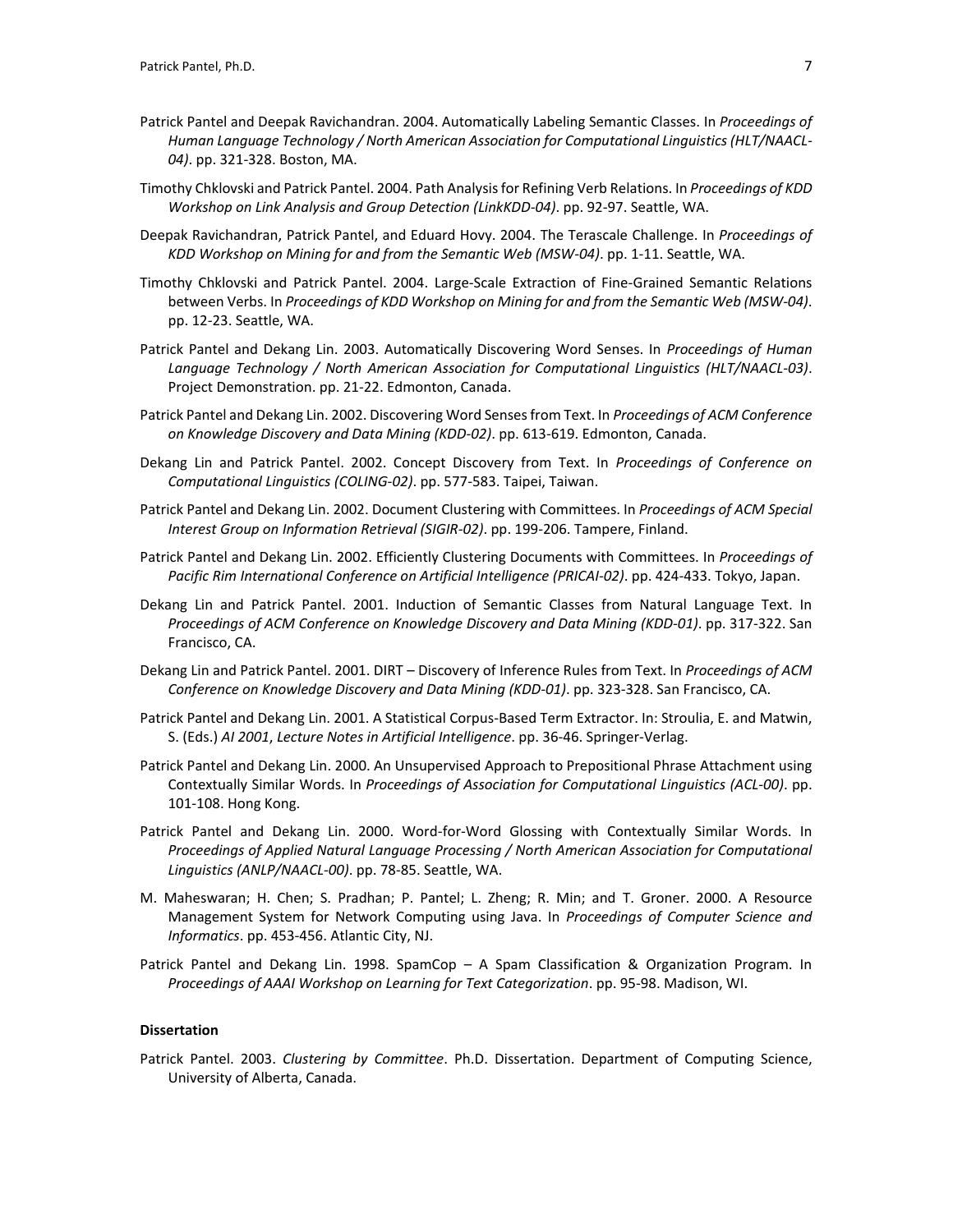Patrick Pantel and Deepak Ravichandran. 2004. Automatically Labeling Semantic Classes. In *Proceedings of Human Language Technology / North American Association for Computational Linguistics (HLT/NAACL-04)*. pp. 321-328. Boston, MA.

Timothy Chklovski and Patrick Pantel. 2004. Path Analysis for Refining Verb Relations. In *Proceedings of KDD Workshop on Link Analysis and Group Detection (LinkKDD-04)*. pp. 92-97. Seattle, WA.

Deepak Ravichandran, Patrick Pantel, and Eduard Hovy. 2004. The Terascale Challenge. In *Proceedings of KDD Workshop on Mining for and from the Semantic Web (MSW-04)*. pp. 1-11. Seattle, WA.

Timothy Chklovski and Patrick Pantel. 2004. Large-Scale Extraction of Fine-Grained Semantic Relations between Verbs. In *Proceedings of KDD Workshop on Mining for and from the Semantic Web (MSW-04)*. pp. 12-23. Seattle, WA.

Patrick Pantel and Dekang Lin. 2003. Automatically Discovering Word Senses. In *Proceedings of Human Language Technology / North American Association for Computational Linguistics (HLT/NAACL-03)*. Project Demonstration. pp. 21-22. Edmonton, Canada.

Patrick Pantel and Dekang Lin. 2002. Discovering Word Senses from Text. In *Proceedings of ACM Conference on Knowledge Discovery and Data Mining (KDD-02)*. pp. 613-619. Edmonton, Canada.

Dekang Lin and Patrick Pantel. 2002. Concept Discovery from Text. In *Proceedings of Conference on Computational Linguistics (COLING-02)*. pp. 577-583. Taipei, Taiwan.

Patrick Pantel and Dekang Lin. 2002. Document Clustering with Committees. In *Proceedings of ACM Special Interest Group on Information Retrieval (SIGIR-02)*. pp. 199-206. Tampere, Finland.

Patrick Pantel and Dekang Lin. 2002. Efficiently Clustering Documents with Committees. In *Proceedings of Pacific Rim International Conference on Artificial Intelligence (PRICAI-02)*. pp. 424-433. Tokyo, Japan.

Dekang Lin and Patrick Pantel. 2001. Induction of Semantic Classes from Natural Language Text. In *Proceedings of ACM Conference on Knowledge Discovery and Data Mining (KDD-01)*. pp. 317-322. San Francisco, CA.

Dekang Lin and Patrick Pantel. 2001. DIRT – Discovery of Inference Rules from Text. In *Proceedings of ACM Conference on Knowledge Discovery and Data Mining (KDD-01)*. pp. 323-328. San Francisco, CA.

Patrick Pantel and Dekang Lin. 2001. A Statistical Corpus-Based Term Extractor. In: Stroulia, E. and Matwin, S. (Eds.) *AI 2001*, *Lecture Notes in Artificial Intelligence*. pp. 36-46. Springer-Verlag.

Patrick Pantel and Dekang Lin. 2000. An Unsupervised Approach to Prepositional Phrase Attachment using Contextually Similar Words. In *Proceedings of Association for Computational Linguistics (ACL-00)*. pp. 101-108. Hong Kong.

Patrick Pantel and Dekang Lin. 2000. Word-for-Word Glossing with Contextually Similar Words. In *Proceedings of Applied Natural Language Processing / North American Association for Computational Linguistics (ANLP/NAACL-00)*. pp. 78-85. Seattle, WA.

M. Maheswaran; H. Chen; S. Pradhan; P. Pantel; L. Zheng; R. Min; and T. Groner. 2000. A Resource Management System for Network Computing using Java. In *Proceedings of Computer Science and Informatics*. pp. 453-456. Atlantic City, NJ.

Patrick Pantel and Dekang Lin. 1998. SpamCop – A Spam Classification & Organization Program. In *Proceedings of AAAI Workshop on Learning for Text Categorization*. pp. 95-98. Madison, WI.

**Dissertation**

Patrick Pantel. 2003. *Clustering by Committee*. Ph.D. Dissertation. Department of Computing Science, University of Alberta, Canada.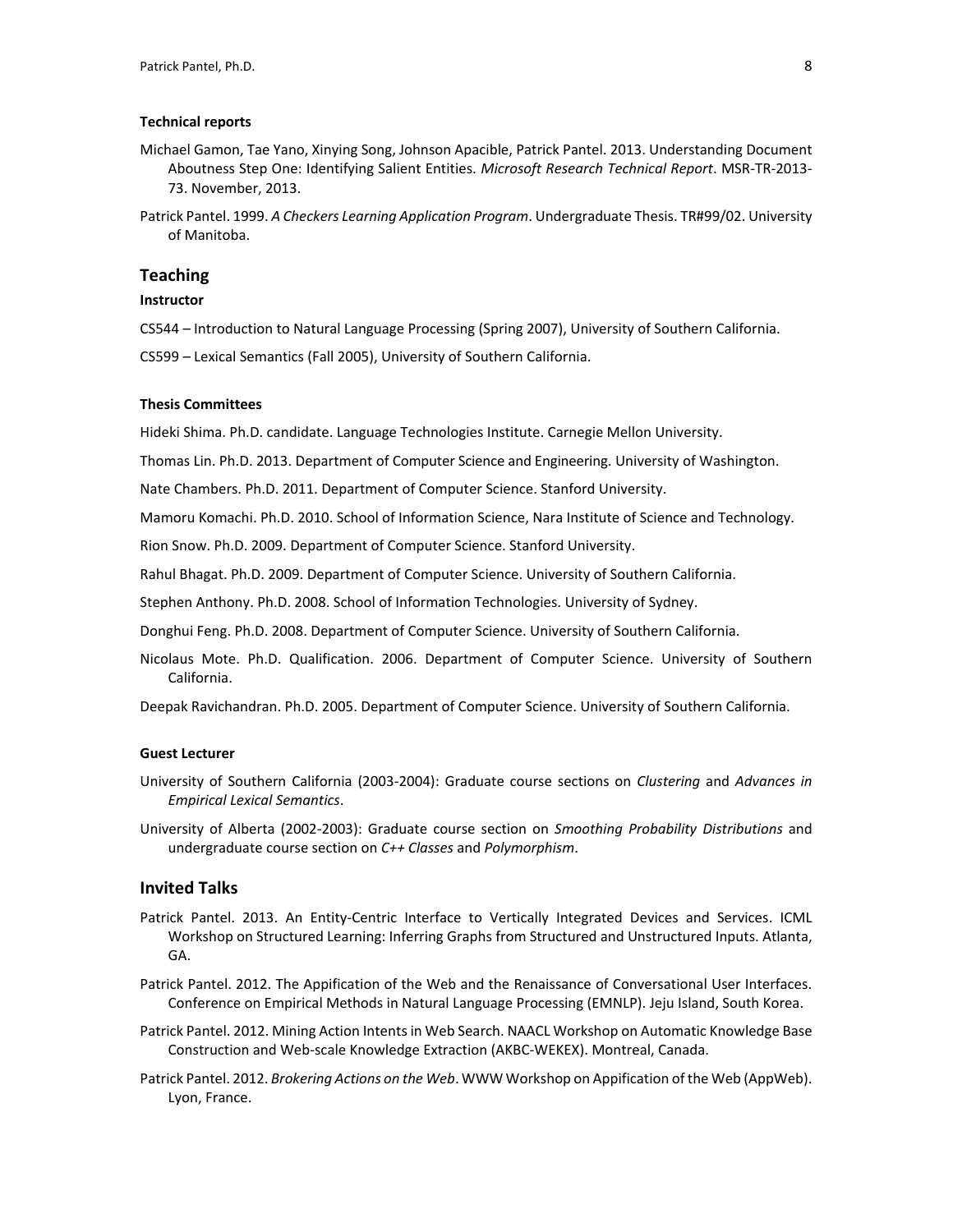### Technical reports

Michael Gamon, Tae Yano, Xinying Song, Johnson Apacible, Patrick Pantel. 2013. Understanding Document Aboutness Step One: Identifying Salient Entities. *Microsoft Research Technical Report*. MSR-TR-2013-73. November, 2013.

Patrick Pantel. 1999. *A Checkers Learning Application Program*. Undergraduate Thesis. TR#99/02. University of Manitoba.

## Teaching

### Instructor

CS544 – Introduction to Natural Language Processing (Spring 2007), University of Southern California.

CS599 – Lexical Semantics (Fall 2005), University of Southern California.

### Thesis Committees

Hideki Shima. Ph.D. candidate. Language Technologies Institute. Carnegie Mellon University.

Thomas Lin. Ph.D. 2013. Department of Computer Science and Engineering. University of Washington.

Nate Chambers. Ph.D. 2011. Department of Computer Science. Stanford University.

Mamoru Komachi. Ph.D. 2010. School of Information Science, Nara Institute of Science and Technology.

Rion Snow. Ph.D. 2009. Department of Computer Science. Stanford University.

Rahul Bhagat. Ph.D. 2009. Department of Computer Science. University of Southern California.

Stephen Anthony. Ph.D. 2008. School of Information Technologies. University of Sydney.

Donghui Feng. Ph.D. 2008. Department of Computer Science. University of Southern California.

Nicolaus Mote. Ph.D. Qualification. 2006. Department of Computer Science. University of Southern California.

Deepak Ravichandran. Ph.D. 2005. Department of Computer Science. University of Southern California.

### Guest Lecturer

University of Southern California (2003-2004): Graduate course sections on *Clustering* and *Advances in Empirical Lexical Semantics*.

University of Alberta (2002-2003): Graduate course section on *Smoothing Probability Distributions* and undergraduate course section on *C++ Classes* and *Polymorphism*.

## Invited Talks

Patrick Pantel. 2013. An Entity-Centric Interface to Vertically Integrated Devices and Services. ICML Workshop on Structured Learning: Inferring Graphs from Structured and Unstructured Inputs. Atlanta, GA.

Patrick Pantel. 2012. The Appification of the Web and the Renaissance of Conversational User Interfaces. Conference on Empirical Methods in Natural Language Processing (EMNLP). Jeju Island, South Korea.

Patrick Pantel. 2012. Mining Action Intents in Web Search. NAACL Workshop on Automatic Knowledge Base Construction and Web-scale Knowledge Extraction (AKBC-WEKEX). Montreal, Canada.

Patrick Pantel. 2012. *Brokering Actions on the Web*. WWW Workshop on Appification of the Web (AppWeb). Lyon, France.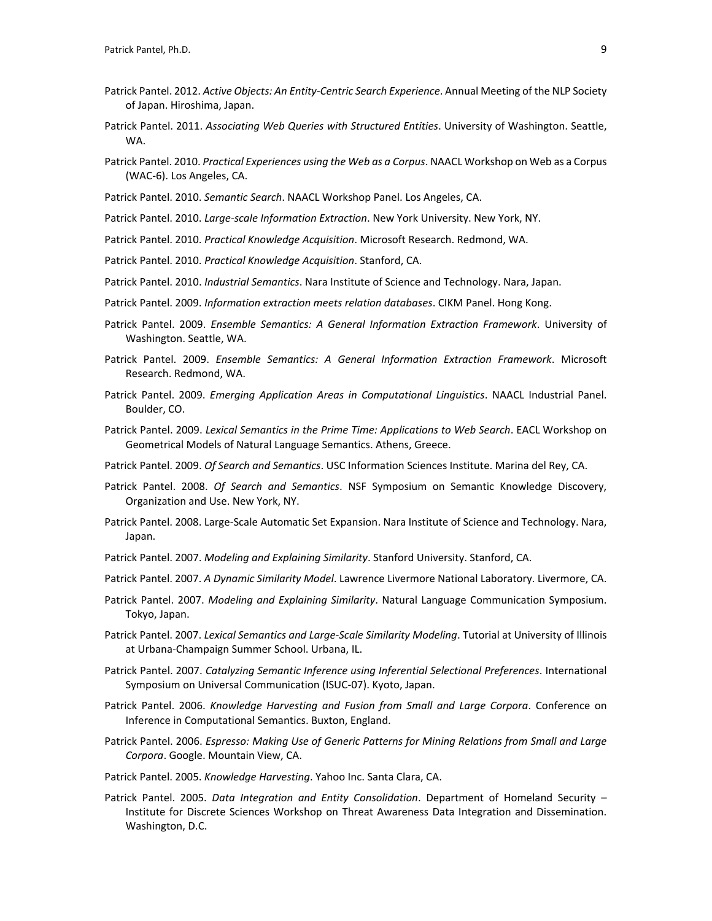Patrick Pantel. 2012. *Active Objects: An Entity-Centric Search Experience*. Annual Meeting of the NLP Society of Japan. Hiroshima, Japan.

Patrick Pantel. 2011. *Associating Web Queries with Structured Entities*. University of Washington. Seattle, WA.

Patrick Pantel. 2010. *Practical Experiences using the Web as a Corpus*. NAACL Workshop on Web as a Corpus (WAC-6). Los Angeles, CA.

Patrick Pantel. 2010. *Semantic Search*. NAACL Workshop Panel. Los Angeles, CA.

Patrick Pantel. 2010. *Large-scale Information Extraction*. New York University. New York, NY.

Patrick Pantel. 2010. *Practical Knowledge Acquisition*. Microsoft Research. Redmond, WA.

Patrick Pantel. 2010. *Practical Knowledge Acquisition*. Stanford, CA.

Patrick Pantel. 2010. *Industrial Semantics*. Nara Institute of Science and Technology. Nara, Japan.

Patrick Pantel. 2009. *Information extraction meets relation databases*. CIKM Panel. Hong Kong.

Patrick Pantel. 2009. *Ensemble Semantics: A General Information Extraction Framework*. University of Washington. Seattle, WA.

Patrick Pantel. 2009. *Ensemble Semantics: A General Information Extraction Framework*. Microsoft Research. Redmond, WA.

Patrick Pantel. 2009. *Emerging Application Areas in Computational Linguistics*. NAACL Industrial Panel. Boulder, CO.

Patrick Pantel. 2009. *Lexical Semantics in the Prime Time: Applications to Web Search*. EACL Workshop on Geometrical Models of Natural Language Semantics. Athens, Greece.

Patrick Pantel. 2009. *Of Search and Semantics*. USC Information Sciences Institute. Marina del Rey, CA.

Patrick Pantel. 2008. *Of Search and Semantics*. NSF Symposium on Semantic Knowledge Discovery, Organization and Use. New York, NY.

Patrick Pantel. 2008. Large-Scale Automatic Set Expansion. Nara Institute of Science and Technology. Nara, Japan.

Patrick Pantel. 2007. *Modeling and Explaining Similarity*. Stanford University. Stanford, CA.

Patrick Pantel. 2007. *A Dynamic Similarity Model*. Lawrence Livermore National Laboratory. Livermore, CA.

Patrick Pantel. 2007. *Modeling and Explaining Similarity*. Natural Language Communication Symposium. Tokyo, Japan.

Patrick Pantel. 2007. *Lexical Semantics and Large-Scale Similarity Modeling*. Tutorial at University of Illinois at Urbana-Champaign Summer School. Urbana, IL.

Patrick Pantel. 2007. *Catalyzing Semantic Inference using Inferential Selectional Preferences*. International Symposium on Universal Communication (ISUC-07). Kyoto, Japan.

Patrick Pantel. 2006. *Knowledge Harvesting and Fusion from Small and Large Corpora*. Conference on Inference in Computational Semantics. Buxton, England.

Patrick Pantel. 2006. *Espresso: Making Use of Generic Patterns for Mining Relations from Small and Large Corpora*. Google. Mountain View, CA.

Patrick Pantel. 2005. *Knowledge Harvesting*. Yahoo Inc. Santa Clara, CA.

Patrick Pantel. 2005. *Data Integration and Entity Consolidation*. Department of Homeland Security – Institute for Discrete Sciences Workshop on Threat Awareness Data Integration and Dissemination. Washington, D.C.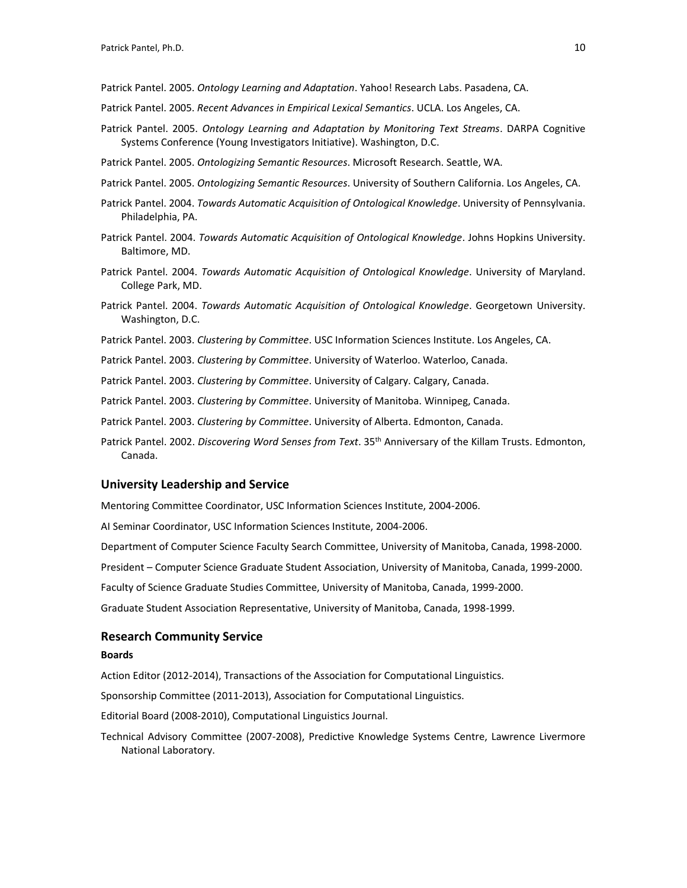Patrick Pantel. 2005. *Ontology Learning and Adaptation*. Yahoo! Research Labs. Pasadena, CA.

Patrick Pantel. 2005. *Recent Advances in Empirical Lexical Semantics*. UCLA. Los Angeles, CA.

Patrick Pantel. 2005. *Ontology Learning and Adaptation by Monitoring Text Streams*. DARPA Cognitive Systems Conference (Young Investigators Initiative). Washington, D.C.

Patrick Pantel. 2005. *Ontologizing Semantic Resources*. Microsoft Research. Seattle, WA.

Patrick Pantel. 2005. *Ontologizing Semantic Resources*. University of Southern California. Los Angeles, CA.

Patrick Pantel. 2004. *Towards Automatic Acquisition of Ontological Knowledge*. University of Pennsylvania. Philadelphia, PA.

Patrick Pantel. 2004. *Towards Automatic Acquisition of Ontological Knowledge*. Johns Hopkins University. Baltimore, MD.

Patrick Pantel. 2004. *Towards Automatic Acquisition of Ontological Knowledge*. University of Maryland. College Park, MD.

Patrick Pantel. 2004. *Towards Automatic Acquisition of Ontological Knowledge*. Georgetown University. Washington, D.C.

Patrick Pantel. 2003. *Clustering by Committee*. USC Information Sciences Institute. Los Angeles, CA.

Patrick Pantel. 2003. *Clustering by Committee*. University of Waterloo. Waterloo, Canada.

Patrick Pantel. 2003. *Clustering by Committee*. University of Calgary. Calgary, Canada.

Patrick Pantel. 2003. *Clustering by Committee*. University of Manitoba. Winnipeg, Canada.

Patrick Pantel. 2003. *Clustering by Committee*. University of Alberta. Edmonton, Canada.

Patrick Pantel. 2002. *Discovering Word Senses from Text*. 35th Anniversary of the Killam Trusts. Edmonton, Canada.

## University Leadership and Service

Mentoring Committee Coordinator, USC Information Sciences Institute, 2004-2006.

AI Seminar Coordinator, USC Information Sciences Institute, 2004-2006.

Department of Computer Science Faculty Search Committee, University of Manitoba, Canada, 1998-2000.

President – Computer Science Graduate Student Association, University of Manitoba, Canada, 1999-2000.

Faculty of Science Graduate Studies Committee, University of Manitoba, Canada, 1999-2000.

Graduate Student Association Representative, University of Manitoba, Canada, 1998-1999.

## Research Community Service

**Boards**

Action Editor (2012-2014), Transactions of the Association for Computational Linguistics.

Sponsorship Committee (2011-2013), Association for Computational Linguistics.

Editorial Board (2008-2010), Computational Linguistics Journal.

Technical Advisory Committee (2007-2008), Predictive Knowledge Systems Centre, Lawrence Livermore National Laboratory.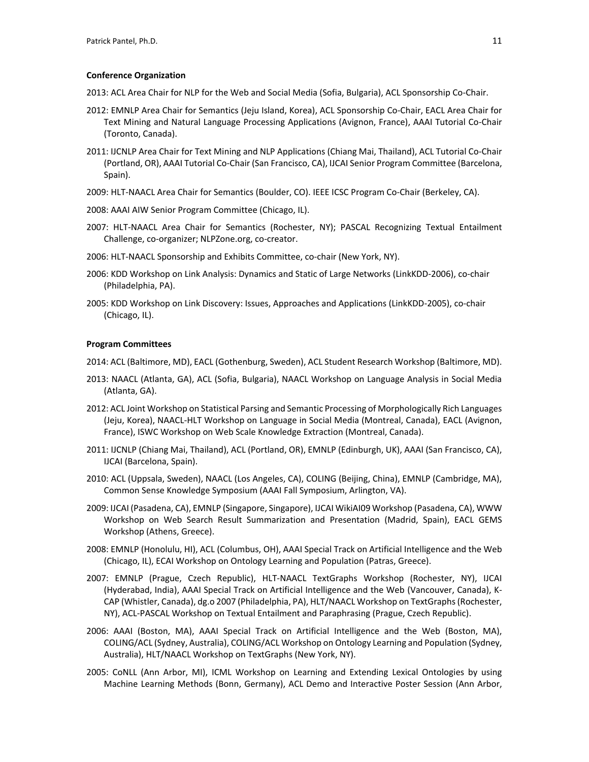**Conference Organization**

2013: ACL Area Chair for NLP for the Web and Social Media (Sofia, Bulgaria), ACL Sponsorship Co-Chair.

2012: EMNLP Area Chair for Semantics (Jeju Island, Korea), ACL Sponsorship Co-Chair, EACL Area Chair for Text Mining and Natural Language Processing Applications (Avignon, France), AAAI Tutorial Co-Chair (Toronto, Canada).

2011: IJCNLP Area Chair for Text Mining and NLP Applications (Chiang Mai, Thailand), ACL Tutorial Co-Chair (Portland, OR), AAAI Tutorial Co-Chair (San Francisco, CA), IJCAI Senior Program Committee (Barcelona, Spain).

2009: HLT-NAACL Area Chair for Semantics (Boulder, CO). IEEE ICSC Program Co-Chair (Berkeley, CA).

2008: AAAI AIW Senior Program Committee (Chicago, IL).

2007: HLT-NAACL Area Chair for Semantics (Rochester, NY); PASCAL Recognizing Textual Entailment Challenge, co-organizer; NLPZone.org, co-creator.

2006: HLT-NAACL Sponsorship and Exhibits Committee, co-chair (New York, NY).

2006: KDD Workshop on Link Analysis: Dynamics and Static of Large Networks (LinkKDD-2006), co-chair (Philadelphia, PA).

2005: KDD Workshop on Link Discovery: Issues, Approaches and Applications (LinkKDD-2005), co-chair (Chicago, IL).

**Program Committees**

2014: ACL (Baltimore, MD), EACL (Gothenburg, Sweden), ACL Student Research Workshop (Baltimore, MD).

2013: NAACL (Atlanta, GA), ACL (Sofia, Bulgaria), NAACL Workshop on Language Analysis in Social Media (Atlanta, GA).

2012: ACL Joint Workshop on Statistical Parsing and Semantic Processing of Morphologically Rich Languages (Jeju, Korea), NAACL-HLT Workshop on Language in Social Media (Montreal, Canada), EACL (Avignon, France), ISWC Workshop on Web Scale Knowledge Extraction (Montreal, Canada).

2011: IJCNLP (Chiang Mai, Thailand), ACL (Portland, OR), EMNLP (Edinburgh, UK), AAAI (San Francisco, CA), IJCAI (Barcelona, Spain).

2010: ACL (Uppsala, Sweden), NAACL (Los Angeles, CA), COLING (Beijing, China), EMNLP (Cambridge, MA), Common Sense Knowledge Symposium (AAAI Fall Symposium, Arlington, VA).

2009: IJCAI (Pasadena, CA), EMNLP (Singapore, Singapore), IJCAI WikiAI09 Workshop (Pasadena, CA), WWW Workshop on Web Search Result Summarization and Presentation (Madrid, Spain), EACL GEMS Workshop (Athens, Greece).

2008: EMNLP (Honolulu, HI), ACL (Columbus, OH), AAAI Special Track on Artificial Intelligence and the Web (Chicago, IL), ECAI Workshop on Ontology Learning and Population (Patras, Greece).

2007: EMNLP (Prague, Czech Republic), HLT-NAACL TextGraphs Workshop (Rochester, NY), IJCAI (Hyderabad, India), AAAI Special Track on Artificial Intelligence and the Web (Vancouver, Canada), K-CAP (Whistler, Canada), dg.o 2007 (Philadelphia, PA), HLT/NAACL Workshop on TextGraphs (Rochester, NY), ACL-PASCAL Workshop on Textual Entailment and Paraphrasing (Prague, Czech Republic).

2006: AAAI (Boston, MA), AAAI Special Track on Artificial Intelligence and the Web (Boston, MA), COLING/ACL (Sydney, Australia), COLING/ACL Workshop on Ontology Learning and Population (Sydney, Australia), HLT/NAACL Workshop on TextGraphs (New York, NY).

2005: CoNLL (Ann Arbor, MI), ICML Workshop on Learning and Extending Lexical Ontologies by using Machine Learning Methods (Bonn, Germany), ACL Demo and Interactive Poster Session (Ann Arbor,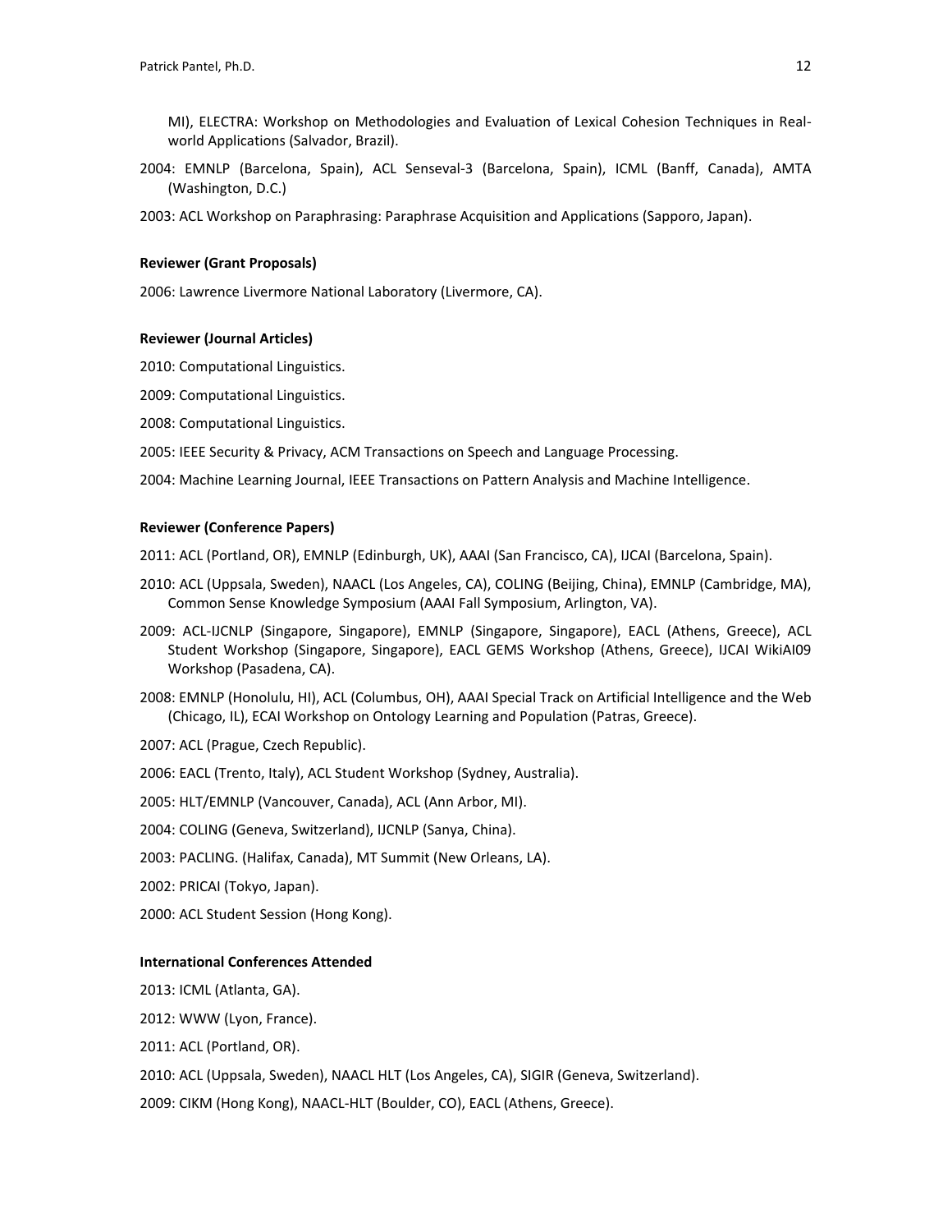MI), ELECTRA: Workshop on Methodologies and Evaluation of Lexical Cohesion Techniques in Real-world Applications (Salvador, Brazil).

2004: EMNLP (Barcelona, Spain), ACL Senseval-3 (Barcelona, Spain), ICML (Banff, Canada), AMTA (Washington, D.C.)

2003: ACL Workshop on Paraphrasing: Paraphrase Acquisition and Applications (Sapporo, Japan).

**Reviewer (Grant Proposals)**

2006: Lawrence Livermore National Laboratory (Livermore, CA).

**Reviewer (Journal Articles)**

2010: Computational Linguistics.

2009: Computational Linguistics.

2008: Computational Linguistics.

2005: IEEE Security & Privacy, ACM Transactions on Speech and Language Processing.

2004: Machine Learning Journal, IEEE Transactions on Pattern Analysis and Machine Intelligence.

**Reviewer (Conference Papers)**

2011: ACL (Portland, OR), EMNLP (Edinburgh, UK), AAAI (San Francisco, CA), IJCAI (Barcelona, Spain).

2010: ACL (Uppsala, Sweden), NAACL (Los Angeles, CA), COLING (Beijing, China), EMNLP (Cambridge, MA), Common Sense Knowledge Symposium (AAAI Fall Symposium, Arlington, VA).

2009: ACL-IJCNLP (Singapore, Singapore), EMNLP (Singapore, Singapore), EACL (Athens, Greece), ACL Student Workshop (Singapore, Singapore), EACL GEMS Workshop (Athens, Greece), IJCAI WikiAI09 Workshop (Pasadena, CA).

2008: EMNLP (Honolulu, HI), ACL (Columbus, OH), AAAI Special Track on Artificial Intelligence and the Web (Chicago, IL), ECAI Workshop on Ontology Learning and Population (Patras, Greece).

2007: ACL (Prague, Czech Republic).

2006: EACL (Trento, Italy), ACL Student Workshop (Sydney, Australia).

2005: HLT/EMNLP (Vancouver, Canada), ACL (Ann Arbor, MI).

2004: COLING (Geneva, Switzerland), IJCNLP (Sanya, China).

2003: PACLING. (Halifax, Canada), MT Summit (New Orleans, LA).

2002: PRICAI (Tokyo, Japan).

2000: ACL Student Session (Hong Kong).

**International Conferences Attended**

2013: ICML (Atlanta, GA).

2012: WWW (Lyon, France).

2011: ACL (Portland, OR).

2010: ACL (Uppsala, Sweden), NAACL HLT (Los Angeles, CA), SIGIR (Geneva, Switzerland).

2009: CIKM (Hong Kong), NAACL-HLT (Boulder, CO), EACL (Athens, Greece).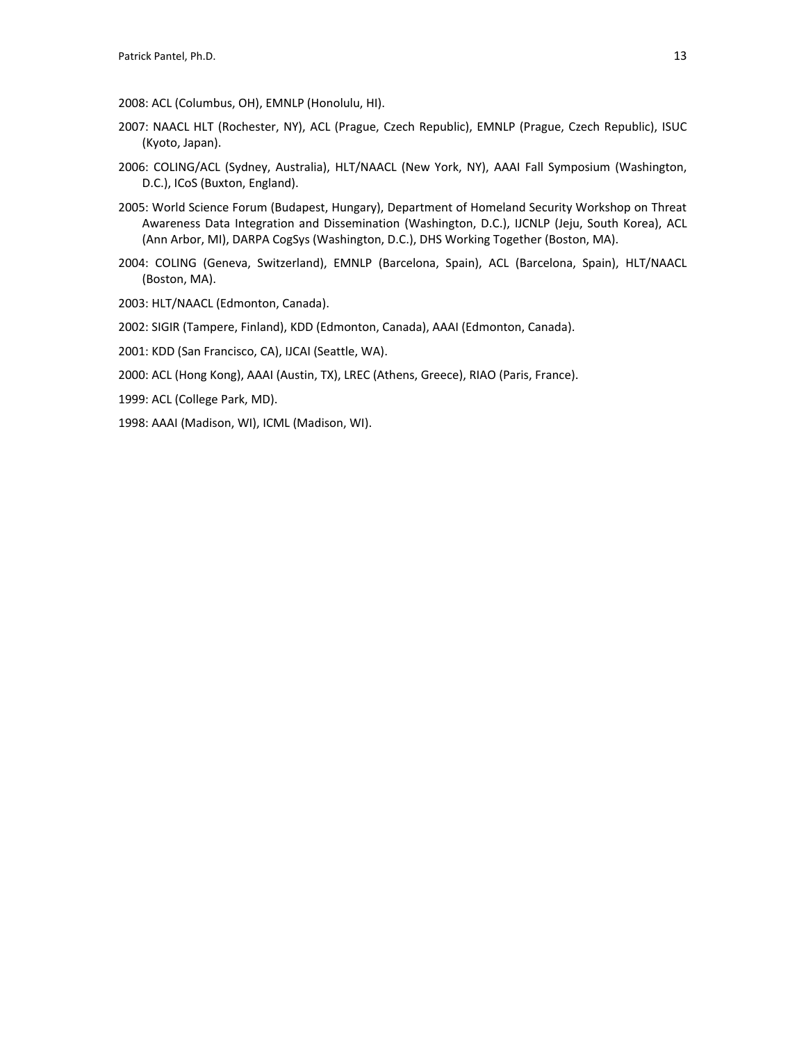2008: ACL (Columbus, OH), EMNLP (Honolulu, HI).

2007: NAACL HLT (Rochester, NY), ACL (Prague, Czech Republic), EMNLP (Prague, Czech Republic), ISUC (Kyoto, Japan).

2006: COLING/ACL (Sydney, Australia), HLT/NAACL (New York, NY), AAAI Fall Symposium (Washington, D.C.), ICoS (Buxton, England).

2005: World Science Forum (Budapest, Hungary), Department of Homeland Security Workshop on Threat Awareness Data Integration and Dissemination (Washington, D.C.), IJCNLP (Jeju, South Korea), ACL (Ann Arbor, MI), DARPA CogSys (Washington, D.C.), DHS Working Together (Boston, MA).

2004: COLING (Geneva, Switzerland), EMNLP (Barcelona, Spain), ACL (Barcelona, Spain), HLT/NAACL (Boston, MA).

2003: HLT/NAACL (Edmonton, Canada).

2002: SIGIR (Tampere, Finland), KDD (Edmonton, Canada), AAAI (Edmonton, Canada).

2001: KDD (San Francisco, CA), IJCAI (Seattle, WA).

2000: ACL (Hong Kong), AAAI (Austin, TX), LREC (Athens, Greece), RIAO (Paris, France).

1999: ACL (College Park, MD).

1998: AAAI (Madison, WI), ICML (Madison, WI).